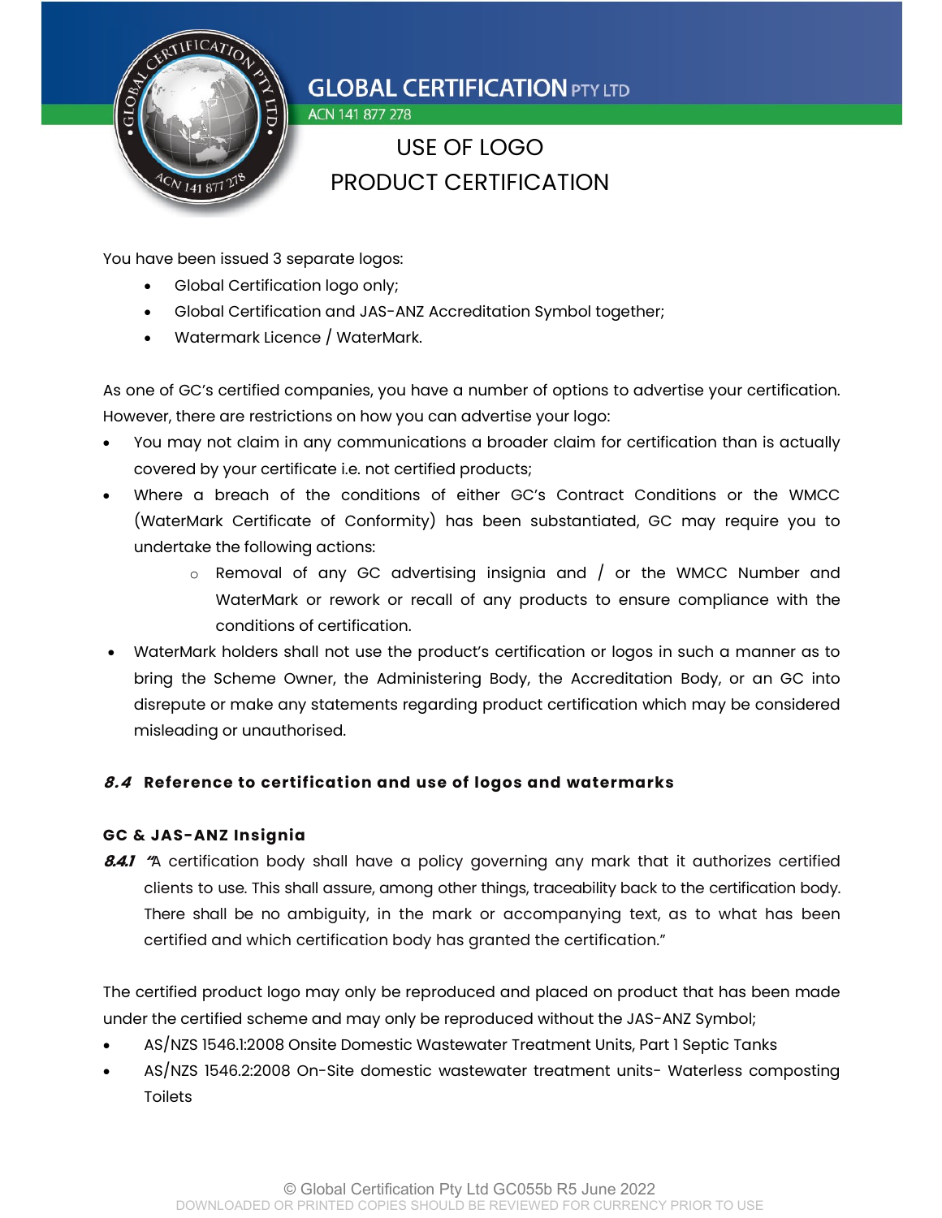# GLOBAL CERTIFICATION PTY LTD

ACN 141 877 278

## USE OF LOGO
## PRODUCT CERTIFICATION

You have been issued 3 separate logos:

- Global Certification logo only;
- Global Certification and JAS-ANZ Accreditation Symbol together;
- Watermark Licence / WaterMark.

As one of GC's certified companies, you have a number of options to advertise your certification. However, there are restrictions on how you can advertise your logo:

- You may not claim in any communications a broader claim for certification than is actually covered by your certificate i.e. not certified products;
- Where a breach of the conditions of either GC's Contract Conditions or the WMCC (WaterMark Certificate of Conformity) has been substantiated, GC may require you to undertake the following actions:
    - Removal of any GC advertising insignia and / or the WMCC Number and WaterMark or rework or recall of any products to ensure compliance with the conditions of certification.
- WaterMark holders shall not use the product's certification or logos in such a manner as to bring the Scheme Owner, the Administering Body, the Accreditation Body, or an GC into disrepute or make any statements regarding product certification which may be considered misleading or unauthorised.

### *8.4* Reference to certification and use of logos and watermarks

#### GC & JAS-ANZ Insignia

***8.4.1*** "A certification body shall have a policy governing any mark that it authorizes certified clients to use. This shall assure, among other things, traceability back to the certification body. There shall be no ambiguity, in the mark or accompanying text, as to what has been certified and which certification body has granted the certification."

The certified product logo may only be reproduced and placed on product that has been made under the certified scheme and may only be reproduced without the JAS-ANZ Symbol;

- AS/NZS 1546.1:2008 Onsite Domestic Wastewater Treatment Units, Part 1 Septic Tanks
- AS/NZS 1546.2:2008 On-Site domestic wastewater treatment units- Waterless composting Toilets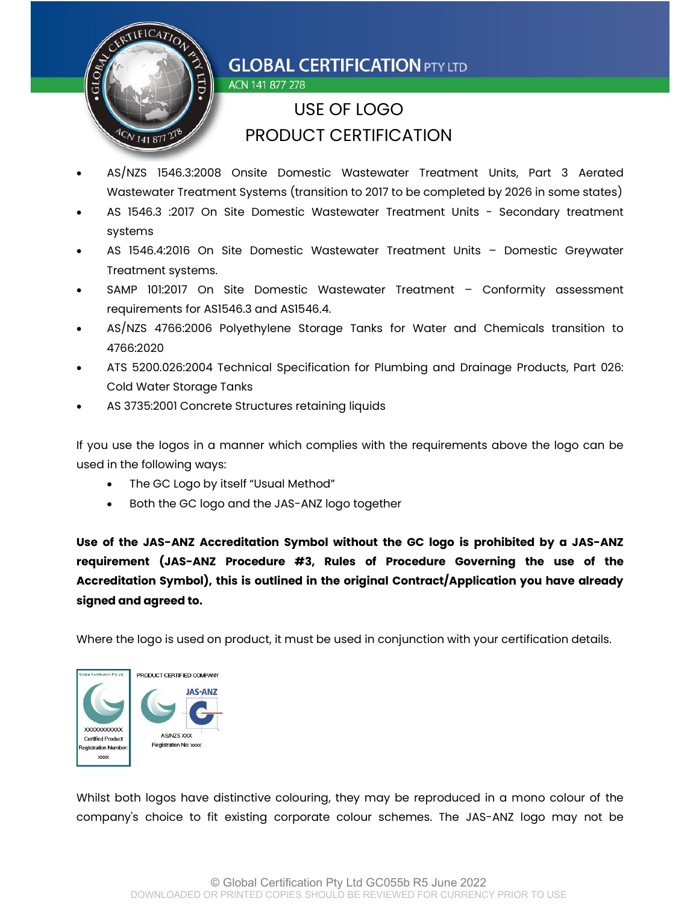# USE OF LOGO

# PRODUCT CERTIFICATION

- AS/NZS 1546.3:2008 Onsite Domestic Wastewater Treatment Units, Part 3 Aerated Wastewater Treatment Systems (transition to 2017 to be completed by 2026 in some states)
- AS 1546.3 :2017 On Site Domestic Wastewater Treatment Units - Secondary treatment systems
- AS 1546.4:2016 On Site Domestic Wastewater Treatment Units – Domestic Greywater Treatment systems.
- SAMP 101:2017 On Site Domestic Wastewater Treatment – Conformity assessment requirements for AS1546.3 and AS1546.4.
- AS/NZS 4766:2006 Polyethylene Storage Tanks for Water and Chemicals transition to 4766:2020
- ATS 5200.026:2004 Technical Specification for Plumbing and Drainage Products, Part 026: Cold Water Storage Tanks
- AS 3735:2001 Concrete Structures retaining liquids

If you use the logos in a manner which complies with the requirements above the logo can be used in the following ways:

- The GC Logo by itself "Usual Method"
- Both the GC logo and the JAS-ANZ logo together

**Use of the JAS-ANZ Accreditation Symbol without the GC logo is prohibited by a JAS-ANZ requirement (JAS-ANZ Procedure #3, Rules of Procedure Governing the use of the Accreditation Symbol), this is outlined in the original Contract/Application you have already signed and agreed to.**

Where the logo is used on product, it must be used in conjunction with your certification details.

Global Certification Pty Ltd
XXXXXXXXXXX
Certified Product
Registration Number:
XXXX

PRODUCT CERTIFIED COMPANY
JAS-ANZ
AS/NZS XXX
Registration No: xxxx

Whilst both logos have distinctive colouring, they may be reproduced in a mono colour of the company's choice to fit existing corporate colour schemes. The JAS-ANZ logo may not be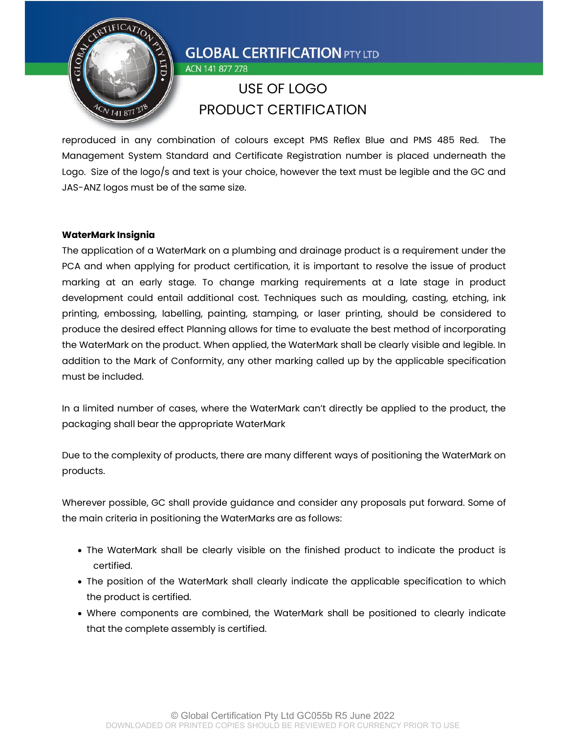reproduced in any combination of colours except PMS Reflex Blue and PMS 485 Red. The Management System Standard and Certificate Registration number is placed underneath the Logo. Size of the logo/s and text is your choice, however the text must be legible and the GC and JAS-ANZ logos must be of the same size.

**WaterMark Insignia**

The application of a WaterMark on a plumbing and drainage product is a requirement under the PCA and when applying for product certification, it is important to resolve the issue of product marking at an early stage. To change marking requirements at a late stage in product development could entail additional cost. Techniques such as moulding, casting, etching, ink printing, embossing, labelling, painting, stamping, or laser printing, should be considered to produce the desired effect Planning allows for time to evaluate the best method of incorporating the WaterMark on the product. When applied, the WaterMark shall be clearly visible and legible. In addition to the Mark of Conformity, any other marking called up by the applicable specification must be included.

In a limited number of cases, where the WaterMark can't directly be applied to the product, the packaging shall bear the appropriate WaterMark

Due to the complexity of products, there are many different ways of positioning the WaterMark on products.

Wherever possible, GC shall provide guidance and consider any proposals put forward. Some of the main criteria in positioning the WaterMarks are as follows:

- The WaterMark shall be clearly visible on the finished product to indicate the product is certified.
- The position of the WaterMark shall clearly indicate the applicable specification to which the product is certified.
- Where components are combined, the WaterMark shall be positioned to clearly indicate that the complete assembly is certified.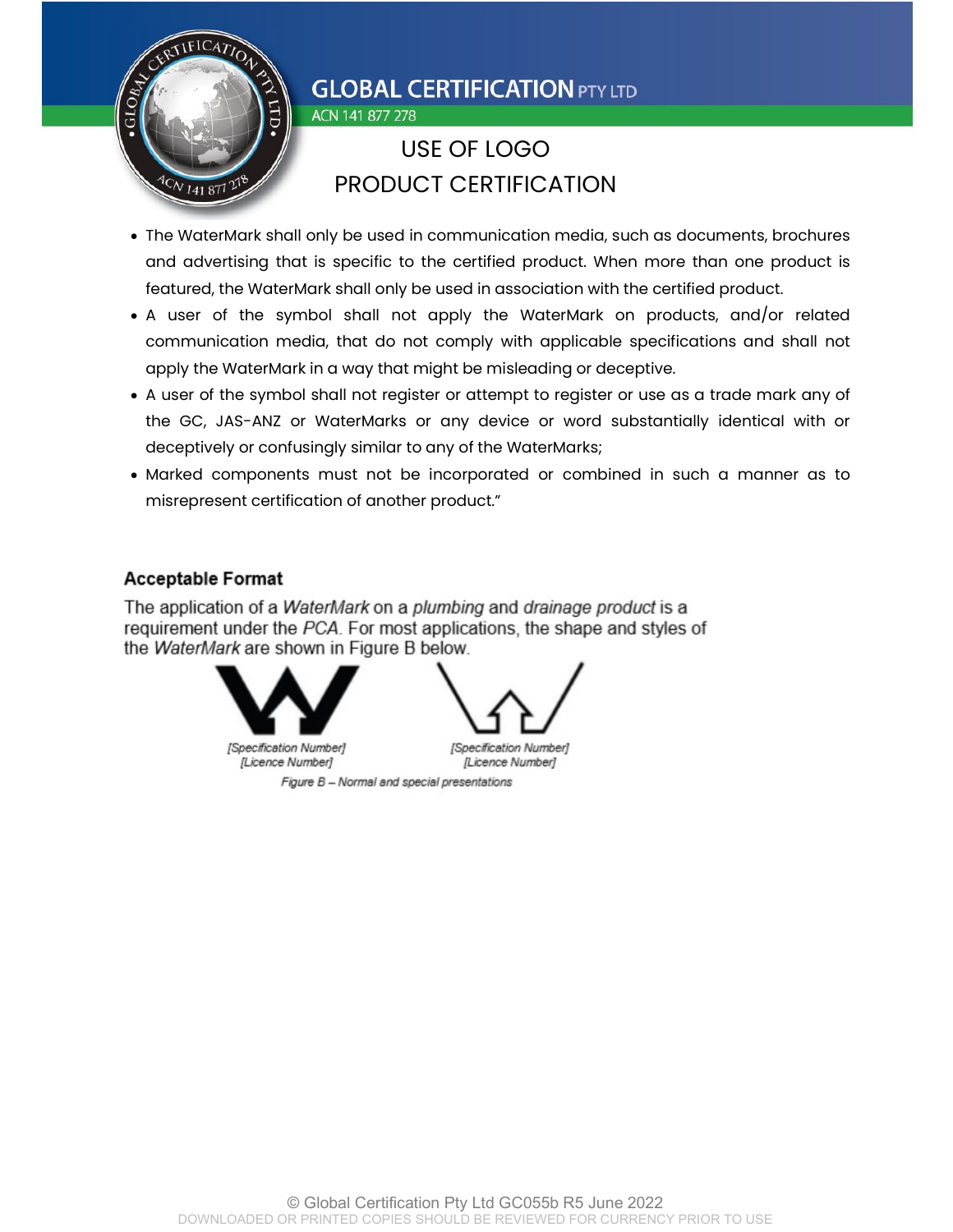# USE OF LOGO

# PRODUCT CERTIFICATION

- The WaterMark shall only be used in communication media, such as documents, brochures and advertising that is specific to the certified product. When more than one product is featured, the WaterMark shall only be used in association with the certified product.
- A user of the symbol shall not apply the WaterMark on products, and/or related communication media, that do not comply with applicable specifications and shall not apply the WaterMark in a way that might be misleading or deceptive.
- A user of the symbol shall not register or attempt to register or use as a trade mark any of the GC, JAS-ANZ or WaterMarks or any device or word substantially identical with or deceptively or confusingly similar to any of the WaterMarks;
- Marked components must not be incorporated or combined in such a manner as to misrepresent certification of another product."

## Acceptable Format

The application of a *WaterMark* on a *plumbing* and *drainage product* is a requirement under the *PCA*. For most applications, the shape and styles of the *WaterMark* are shown in Figure B below.

*[Specification Number]*
*[Licence Number]*

*[Specification Number]*
*[Licence Number]*

*Figure B – Normal and special presentations*